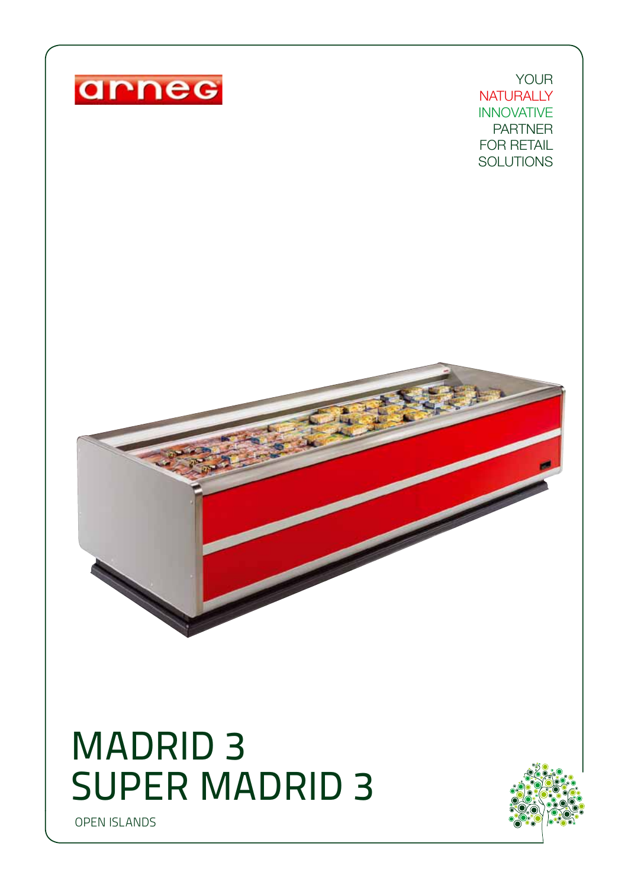arneg

YOUR
NATURALLY
INNOVATIVE
PARTNER
FOR RETAIL
SOLUTIONS

# MADRID 3
# SUPER MADRID 3

OPEN ISLANDS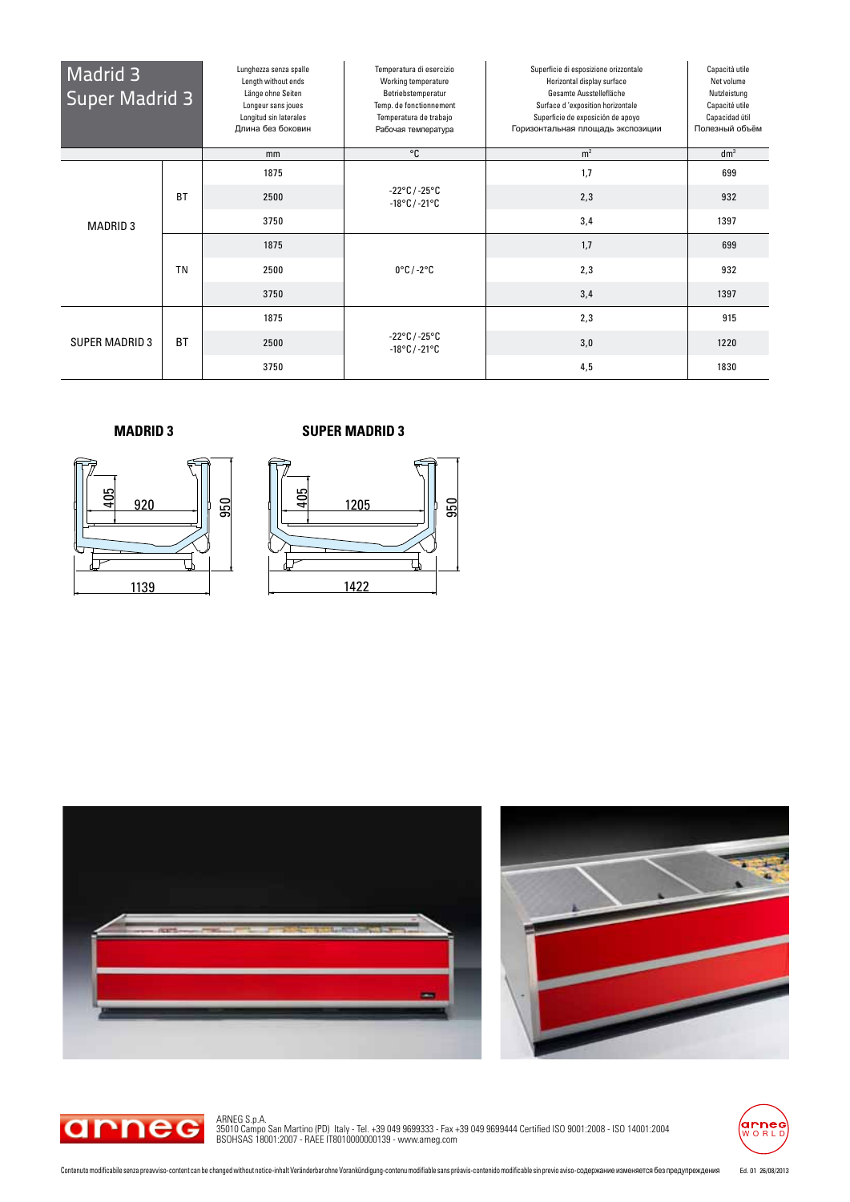| Madrid 3<br>Super Madrid 3 | | Lunghezza senza spalle<br>Length without ends<br>Länge ohne Seiten<br>Longeur sans joues<br>Longitud sin laterales<br>Длина без боковин | Temperatura di esercizio<br>Working temperature<br>Betriebstemperatur<br>Temp. de fonctionnement<br>Temperatura de trabajo<br>Рабочая температура | Superficie di esposizione orizzontale<br>Horizontal display surface<br>Gesamte Ausstellefläche<br>Surface d 'exposition horizontale<br>Superficie de exposición de apoyo<br>Горизонтальная площадь экспозиции | Capacità utile<br>Net volume<br>Nutzleistung<br>Capacité utile<br>Capacidad útil<br>Полезный объём |
|---|---|---|---|---|---|
| | | mm | °C | $m^2$ | $dm^3$ |
| MADRID 3 | BT | 1875 | -22°C / -25°C<br>-18°C / -21°C | 1,7 | 699 |
| | | 2500 | | 2,3 | 932 |
| | | 3750 | | 3,4 | 1397 |
| | TN | 1875 | 0°C / -2°C | 1,7 | 699 |
| | | 2500 | | 2,3 | 932 |
| | | 3750 | | 3,4 | 1397 |
| SUPER MADRID 3 | BT | 1875 | -22°C / -25°C<br>-18°C / -21°C | 2,3 | 915 |
| | | 2500 | | 3,0 | 1220 |
| | | 3750 | | 4,5 | 1830 |

**MADRID 3**

405
920
950
1139

**SUPER MADRID 3**

405
1205
950
1422

ARNEG S.p.A.
35010 Campo San Martino (PD) Italy - Tel. +39 049 9699333 - Fax +39 049 9699444 Certified ISO 9001:2008 - ISO 14001:2004
BSOHSAS 18001:2007 - RAEE IT8010000000139 - www.arneg.com

Contenuto modificabile senza preavviso-content can be changed without notice-inhalt Veränderbar ohne Vorankündigung-contenu modifiable sans préavis-contenido modificable sin previo aviso-содержание изменяется без предупреждения

Ed. 01 26/08/2013